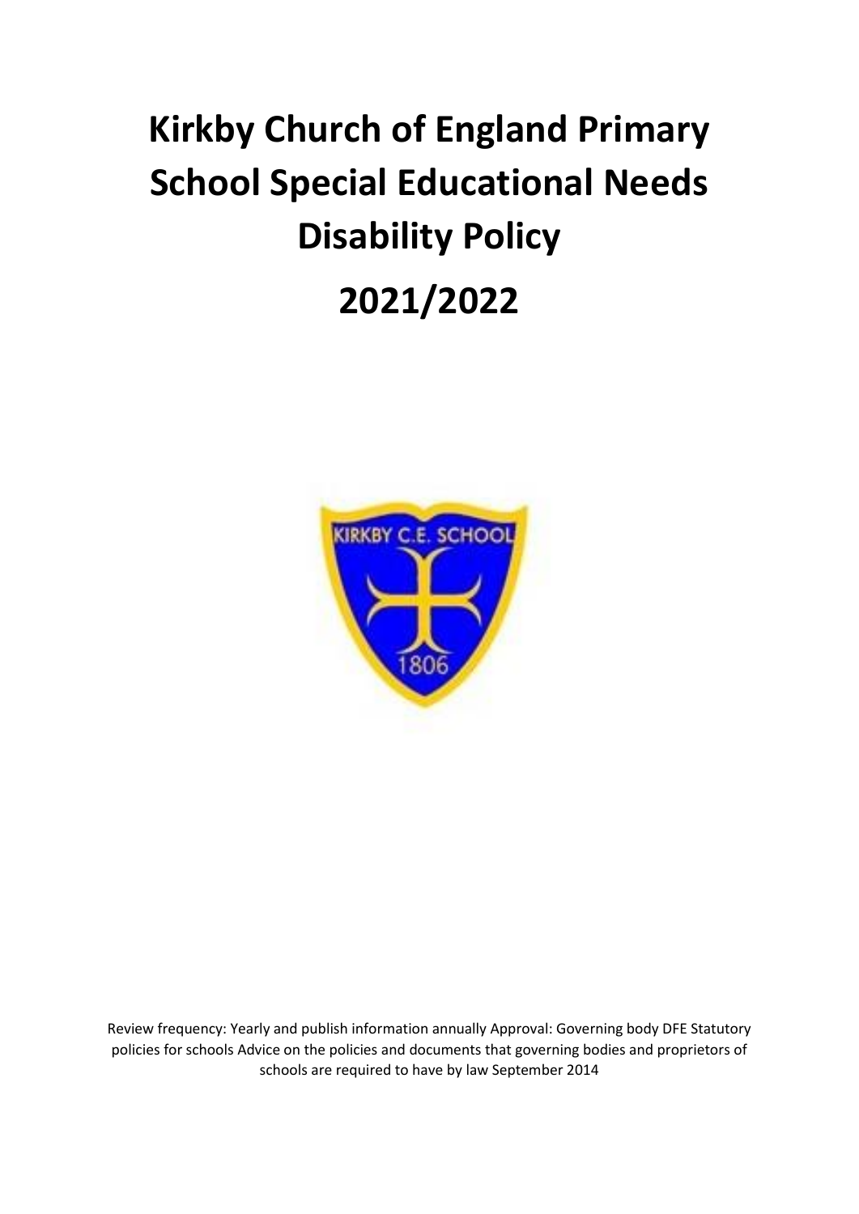# Kirkby Church of England Primary School Special Educational Needs Disability Policy

# 2021/2022

Review frequency: Yearly and publish information annually Approval: Governing body DFE Statutory policies for schools Advice on the policies and documents that governing bodies and proprietors of schools are required to have by law September 2014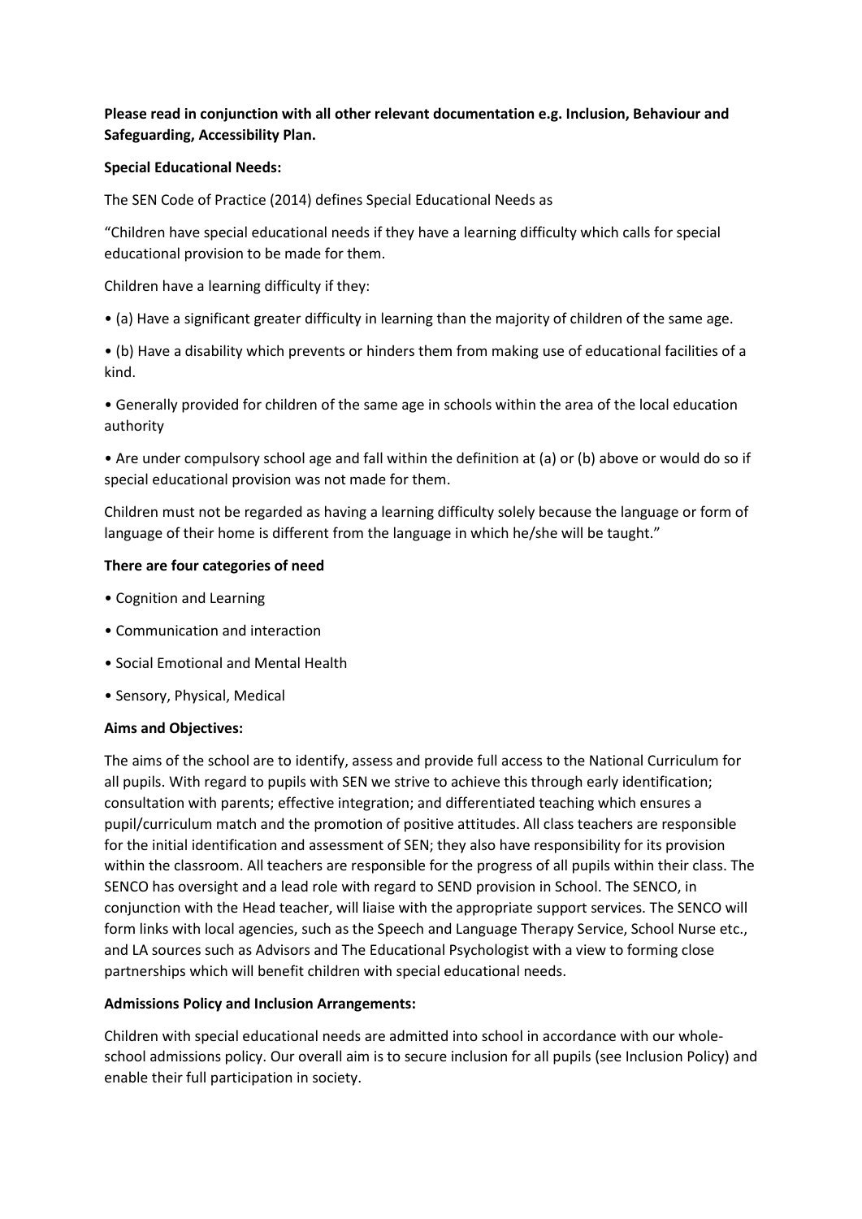**Please read in conjunction with all other relevant documentation e.g. Inclusion, Behaviour and Safeguarding, Accessibility Plan.**

**Special Educational Needs:**

The SEN Code of Practice (2014) defines Special Educational Needs as

"Children have special educational needs if they have a learning difficulty which calls for special educational provision to be made for them.

Children have a learning difficulty if they:

- (a) Have a significant greater difficulty in learning than the majority of children of the same age.
- (b) Have a disability which prevents or hinders them from making use of educational facilities of a kind.
- Generally provided for children of the same age in schools within the area of the local education authority
- Are under compulsory school age and fall within the definition at (a) or (b) above or would do so if special educational provision was not made for them.

Children must not be regarded as having a learning difficulty solely because the language or form of language of their home is different from the language in which he/she will be taught."

**There are four categories of need**

- Cognition and Learning
- Communication and interaction
- Social Emotional and Mental Health
- Sensory, Physical, Medical

**Aims and Objectives:**

The aims of the school are to identify, assess and provide full access to the National Curriculum for all pupils. With regard to pupils with SEN we strive to achieve this through early identification; consultation with parents; effective integration; and differentiated teaching which ensures a pupil/curriculum match and the promotion of positive attitudes. All class teachers are responsible for the initial identification and assessment of SEN; they also have responsibility for its provision within the classroom. All teachers are responsible for the progress of all pupils within their class. The SENCO has oversight and a lead role with regard to SEND provision in School. The SENCO, in conjunction with the Head teacher, will liaise with the appropriate support services. The SENCO will form links with local agencies, such as the Speech and Language Therapy Service, School Nurse etc., and LA sources such as Advisors and The Educational Psychologist with a view to forming close partnerships which will benefit children with special educational needs.

**Admissions Policy and Inclusion Arrangements:**

Children with special educational needs are admitted into school in accordance with our whole-school admissions policy. Our overall aim is to secure inclusion for all pupils (see Inclusion Policy) and enable their full participation in society.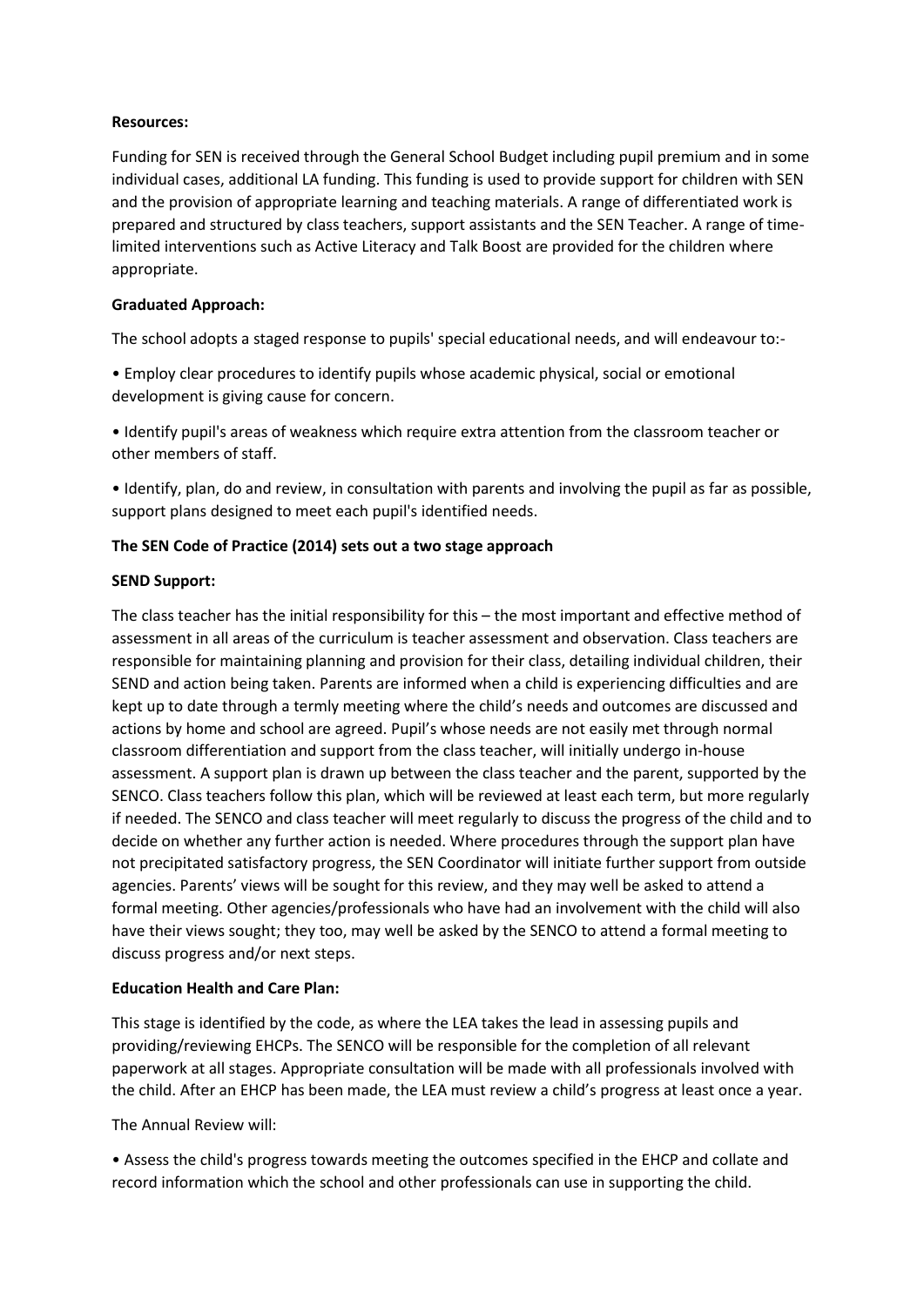**Resources:**

Funding for SEN is received through the General School Budget including pupil premium and in some individual cases, additional LA funding. This funding is used to provide support for children with SEN and the provision of appropriate learning and teaching materials. A range of differentiated work is prepared and structured by class teachers, support assistants and the SEN Teacher. A range of time-limited interventions such as Active Literacy and Talk Boost are provided for the children where appropriate.

**Graduated Approach:**

The school adopts a staged response to pupils' special educational needs, and will endeavour to:-

• Employ clear procedures to identify pupils whose academic physical, social or emotional development is giving cause for concern.

• Identify pupil's areas of weakness which require extra attention from the classroom teacher or other members of staff.

• Identify, plan, do and review, in consultation with parents and involving the pupil as far as possible, support plans designed to meet each pupil's identified needs.

**The SEN Code of Practice (2014) sets out a two stage approach**

**SEND Support:**

The class teacher has the initial responsibility for this – the most important and effective method of assessment in all areas of the curriculum is teacher assessment and observation. Class teachers are responsible for maintaining planning and provision for their class, detailing individual children, their SEND and action being taken. Parents are informed when a child is experiencing difficulties and are kept up to date through a termly meeting where the child's needs and outcomes are discussed and actions by home and school are agreed. Pupil's whose needs are not easily met through normal classroom differentiation and support from the class teacher, will initially undergo in-house assessment. A support plan is drawn up between the class teacher and the parent, supported by the SENCO. Class teachers follow this plan, which will be reviewed at least each term, but more regularly if needed. The SENCO and class teacher will meet regularly to discuss the progress of the child and to decide on whether any further action is needed. Where procedures through the support plan have not precipitated satisfactory progress, the SEN Coordinator will initiate further support from outside agencies. Parents' views will be sought for this review, and they may well be asked to attend a formal meeting. Other agencies/professionals who have had an involvement with the child will also have their views sought; they too, may well be asked by the SENCO to attend a formal meeting to discuss progress and/or next steps.

**Education Health and Care Plan:**

This stage is identified by the code, as where the LEA takes the lead in assessing pupils and providing/reviewing EHCPs. The SENCO will be responsible for the completion of all relevant paperwork at all stages. Appropriate consultation will be made with all professionals involved with the child. After an EHCP has been made, the LEA must review a child's progress at least once a year.

The Annual Review will:

• Assess the child's progress towards meeting the outcomes specified in the EHCP and collate and record information which the school and other professionals can use in supporting the child.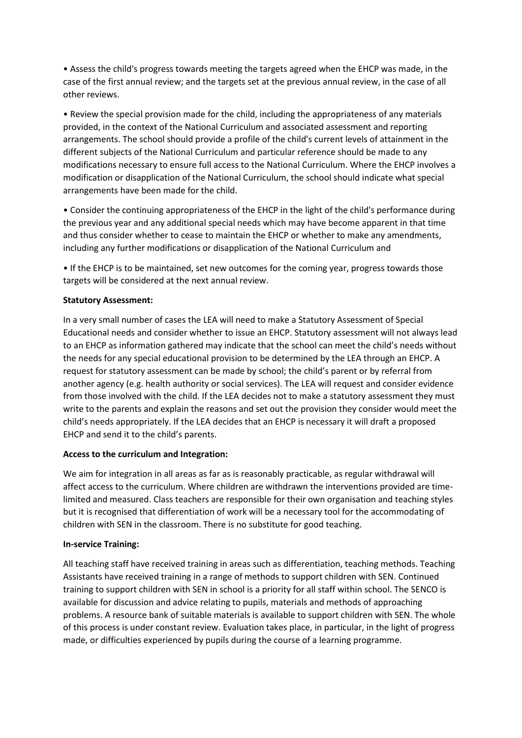- Assess the child's progress towards meeting the targets agreed when the EHCP was made, in the case of the first annual review; and the targets set at the previous annual review, in the case of all other reviews.

- Review the special provision made for the child, including the appropriateness of any materials provided, in the context of the National Curriculum and associated assessment and reporting arrangements. The school should provide a profile of the child's current levels of attainment in the different subjects of the National Curriculum and particular reference should be made to any modifications necessary to ensure full access to the National Curriculum. Where the EHCP involves a modification or disapplication of the National Curriculum, the school should indicate what special arrangements have been made for the child.

- Consider the continuing appropriateness of the EHCP in the light of the child's performance during the previous year and any additional special needs which may have become apparent in that time and thus consider whether to cease to maintain the EHCP or whether to make any amendments, including any further modifications or disapplication of the National Curriculum and

- If the EHCP is to be maintained, set new outcomes for the coming year, progress towards those targets will be considered at the next annual review.

**Statutory Assessment:**

In a very small number of cases the LEA will need to make a Statutory Assessment of Special Educational needs and consider whether to issue an EHCP. Statutory assessment will not always lead to an EHCP as information gathered may indicate that the school can meet the child's needs without the needs for any special educational provision to be determined by the LEA through an EHCP. A request for statutory assessment can be made by school; the child's parent or by referral from another agency (e.g. health authority or social services). The LEA will request and consider evidence from those involved with the child. If the LEA decides not to make a statutory assessment they must write to the parents and explain the reasons and set out the provision they consider would meet the child's needs appropriately. If the LEA decides that an EHCP is necessary it will draft a proposed EHCP and send it to the child's parents.

**Access to the curriculum and Integration:**

We aim for integration in all areas as far as is reasonably practicable, as regular withdrawal will affect access to the curriculum. Where children are withdrawn the interventions provided are time-limited and measured. Class teachers are responsible for their own organisation and teaching styles but it is recognised that differentiation of work will be a necessary tool for the accommodating of children with SEN in the classroom. There is no substitute for good teaching.

**In-service Training:**

All teaching staff have received training in areas such as differentiation, teaching methods. Teaching Assistants have received training in a range of methods to support children with SEN. Continued training to support children with SEN in school is a priority for all staff within school. The SENCO is available for discussion and advice relating to pupils, materials and methods of approaching problems. A resource bank of suitable materials is available to support children with SEN. The whole of this process is under constant review. Evaluation takes place, in particular, in the light of progress made, or difficulties experienced by pupils during the course of a learning programme.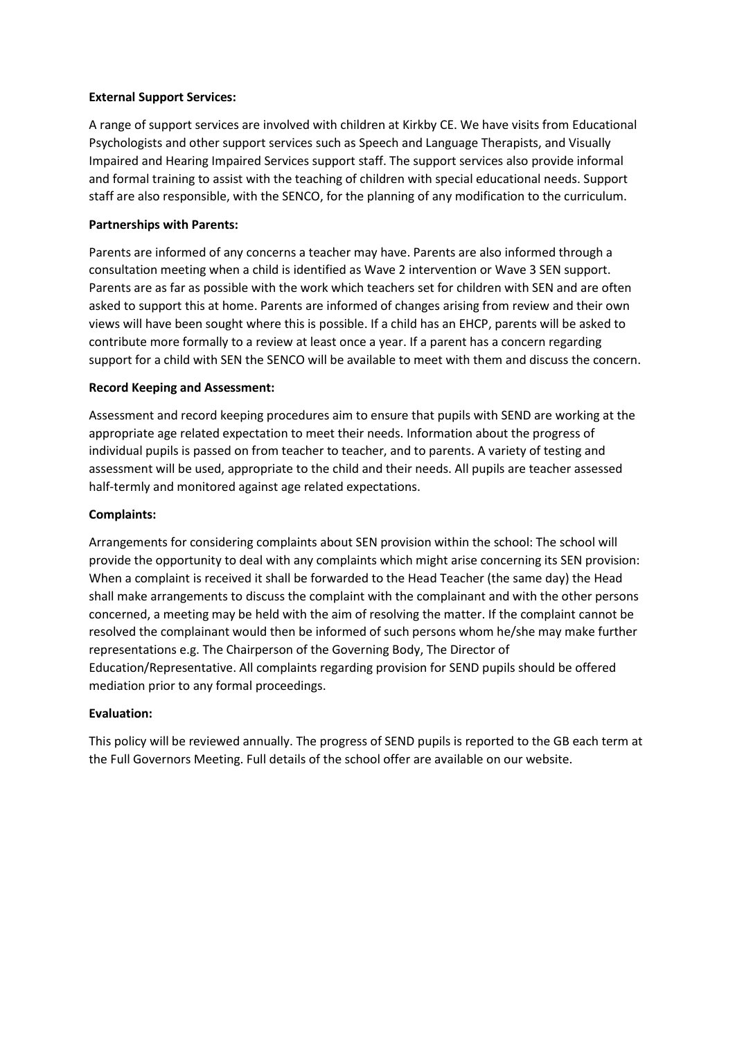**External Support Services:**

A range of support services are involved with children at Kirkby CE. We have visits from Educational Psychologists and other support services such as Speech and Language Therapists, and Visually Impaired and Hearing Impaired Services support staff. The support services also provide informal and formal training to assist with the teaching of children with special educational needs. Support staff are also responsible, with the SENCO, for the planning of any modification to the curriculum.

**Partnerships with Parents:**

Parents are informed of any concerns a teacher may have. Parents are also informed through a consultation meeting when a child is identified as Wave 2 intervention or Wave 3 SEN support. Parents are as far as possible with the work which teachers set for children with SEN and are often asked to support this at home. Parents are informed of changes arising from review and their own views will have been sought where this is possible. If a child has an EHCP, parents will be asked to contribute more formally to a review at least once a year. If a parent has a concern regarding support for a child with SEN the SENCO will be available to meet with them and discuss the concern.

**Record Keeping and Assessment:**

Assessment and record keeping procedures aim to ensure that pupils with SEND are working at the appropriate age related expectation to meet their needs. Information about the progress of individual pupils is passed on from teacher to teacher, and to parents. A variety of testing and assessment will be used, appropriate to the child and their needs. All pupils are teacher assessed half-termly and monitored against age related expectations.

**Complaints:**

Arrangements for considering complaints about SEN provision within the school: The school will provide the opportunity to deal with any complaints which might arise concerning its SEN provision: When a complaint is received it shall be forwarded to the Head Teacher (the same day) the Head shall make arrangements to discuss the complaint with the complainant and with the other persons concerned, a meeting may be held with the aim of resolving the matter. If the complaint cannot be resolved the complainant would then be informed of such persons whom he/she may make further representations e.g. The Chairperson of the Governing Body, The Director of Education/Representative. All complaints regarding provision for SEND pupils should be offered mediation prior to any formal proceedings.

**Evaluation:**

This policy will be reviewed annually. The progress of SEND pupils is reported to the GB each term at the Full Governors Meeting. Full details of the school offer are available on our website.